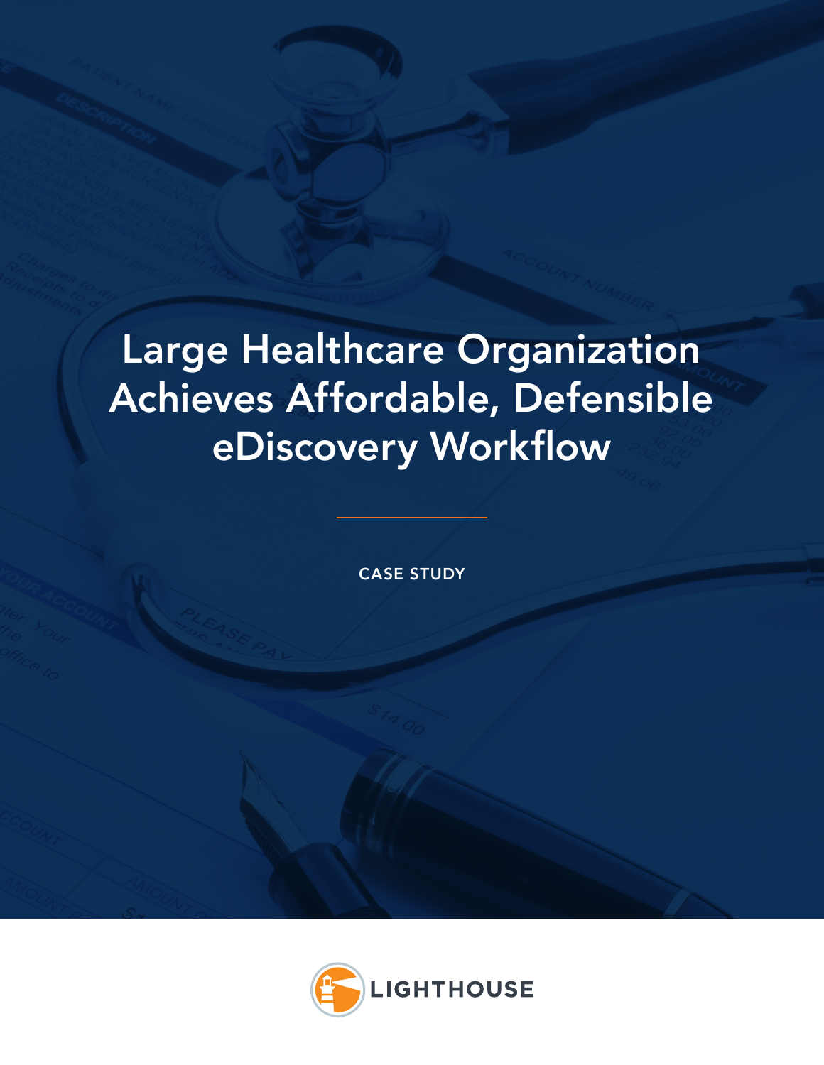# Large Healthcare Organization Achieves Affordable, Defensible eDiscovery Workflow

CASE STUDY

LIGHTHOUSE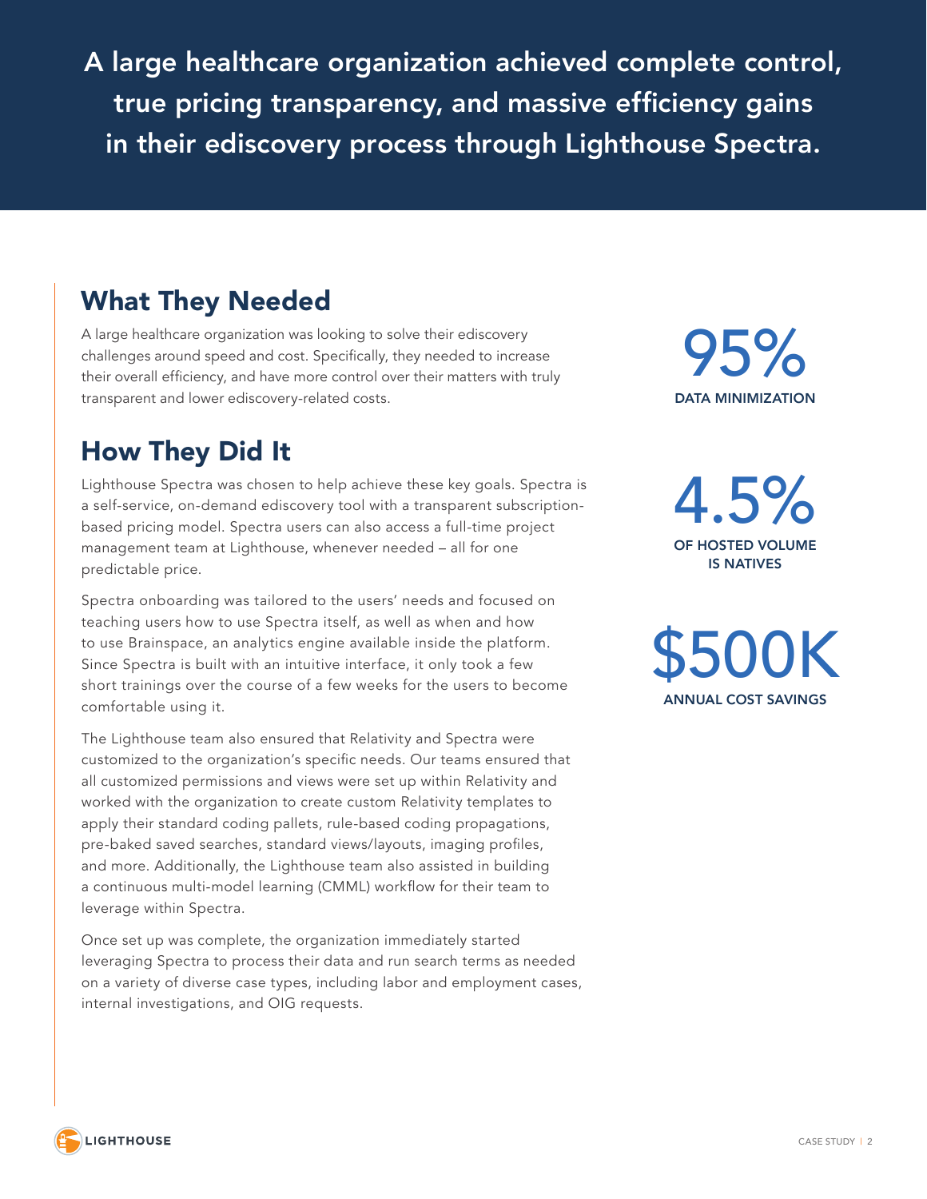**A large healthcare organization achieved complete control, true pricing transparency, and massive efficiency gains in their ediscovery process through Lighthouse Spectra.**

## What They Needed

A large healthcare organization was looking to solve their ediscovery challenges around speed and cost. Specifically, they needed to increase their overall efficiency, and have more control over their matters with truly transparent and lower ediscovery-related costs.

## How They Did It

Lighthouse Spectra was chosen to help achieve these key goals. Spectra is a self-service, on-demand ediscovery tool with a transparent subscription-based pricing model. Spectra users can also access a full-time project management team at Lighthouse, whenever needed – all for one predictable price.

Spectra onboarding was tailored to the users' needs and focused on teaching users how to use Spectra itself, as well as when and how to use Brainspace, an analytics engine available inside the platform. Since Spectra is built with an intuitive interface, it only took a few short trainings over the course of a few weeks for the users to become comfortable using it.

The Lighthouse team also ensured that Relativity and Spectra were customized to the organization's specific needs. Our teams ensured that all customized permissions and views were set up within Relativity and worked with the organization to create custom Relativity templates to apply their standard coding pallets, rule-based coding propagations, pre-baked saved searches, standard views/layouts, imaging profiles, and more. Additionally, the Lighthouse team also assisted in building a continuous multi-model learning (CMML) workflow for their team to leverage within Spectra.

Once set up was complete, the organization immediately started leveraging Spectra to process their data and run search terms as needed on a variety of diverse case types, including labor and employment cases, internal investigations, and OIG requests.

**95%**
DATA MINIMIZATION

**4.5%**
OF HOSTED VOLUME IS NATIVES

**$500K**
ANNUAL COST SAVINGS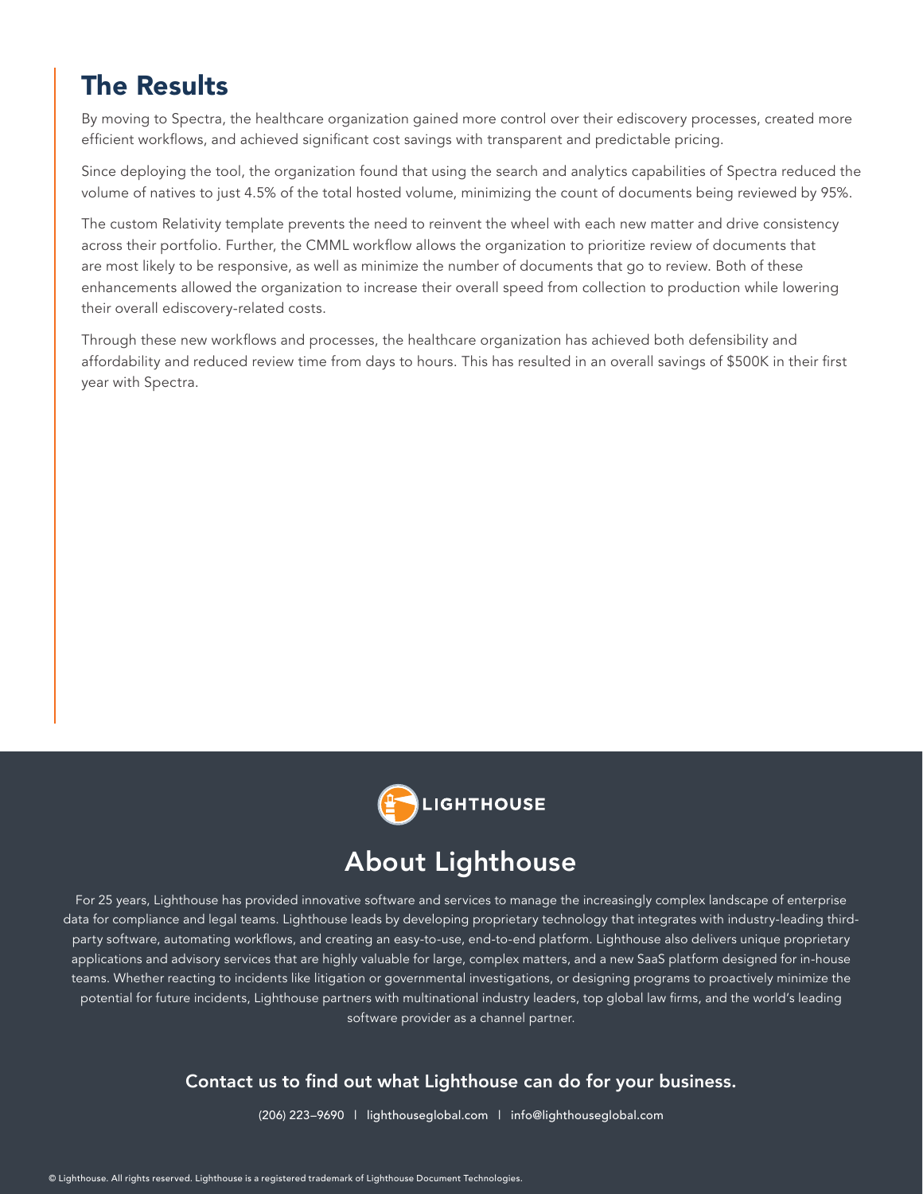## The Results

By moving to Spectra, the healthcare organization gained more control over their ediscovery processes, created more efficient workflows, and achieved significant cost savings with transparent and predictable pricing.

Since deploying the tool, the organization found that using the search and analytics capabilities of Spectra reduced the volume of natives to just 4.5% of the total hosted volume, minimizing the count of documents being reviewed by 95%.

The custom Relativity template prevents the need to reinvent the wheel with each new matter and drive consistency across their portfolio. Further, the CMML workflow allows the organization to prioritize review of documents that are most likely to be responsive, as well as minimize the number of documents that go to review. Both of these enhancements allowed the organization to increase their overall speed from collection to production while lowering their overall ediscovery-related costs.

Through these new workflows and processes, the healthcare organization has achieved both defensibility and affordability and reduced review time from days to hours. This has resulted in an overall savings of $500K in their first year with Spectra.

LIGHTHOUSE

## About Lighthouse

For 25 years, Lighthouse has provided innovative software and services to manage the increasingly complex landscape of enterprise data for compliance and legal teams. Lighthouse leads by developing proprietary technology that integrates with industry-leading third-party software, automating workflows, and creating an easy-to-use, end-to-end platform. Lighthouse also delivers unique proprietary applications and advisory services that are highly valuable for large, complex matters, and a new SaaS platform designed for in-house teams. Whether reacting to incidents like litigation or governmental investigations, or designing programs to proactively minimize the potential for future incidents, Lighthouse partners with multinational industry leaders, top global law firms, and the world's leading software provider as a channel partner.

**Contact us to find out what Lighthouse can do for your business.**

(206) 223–9690 | lighthouseglobal.com | info@lighthouseglobal.com

© Lighthouse. All rights reserved. Lighthouse is a registered trademark of Lighthouse Document Technologies.